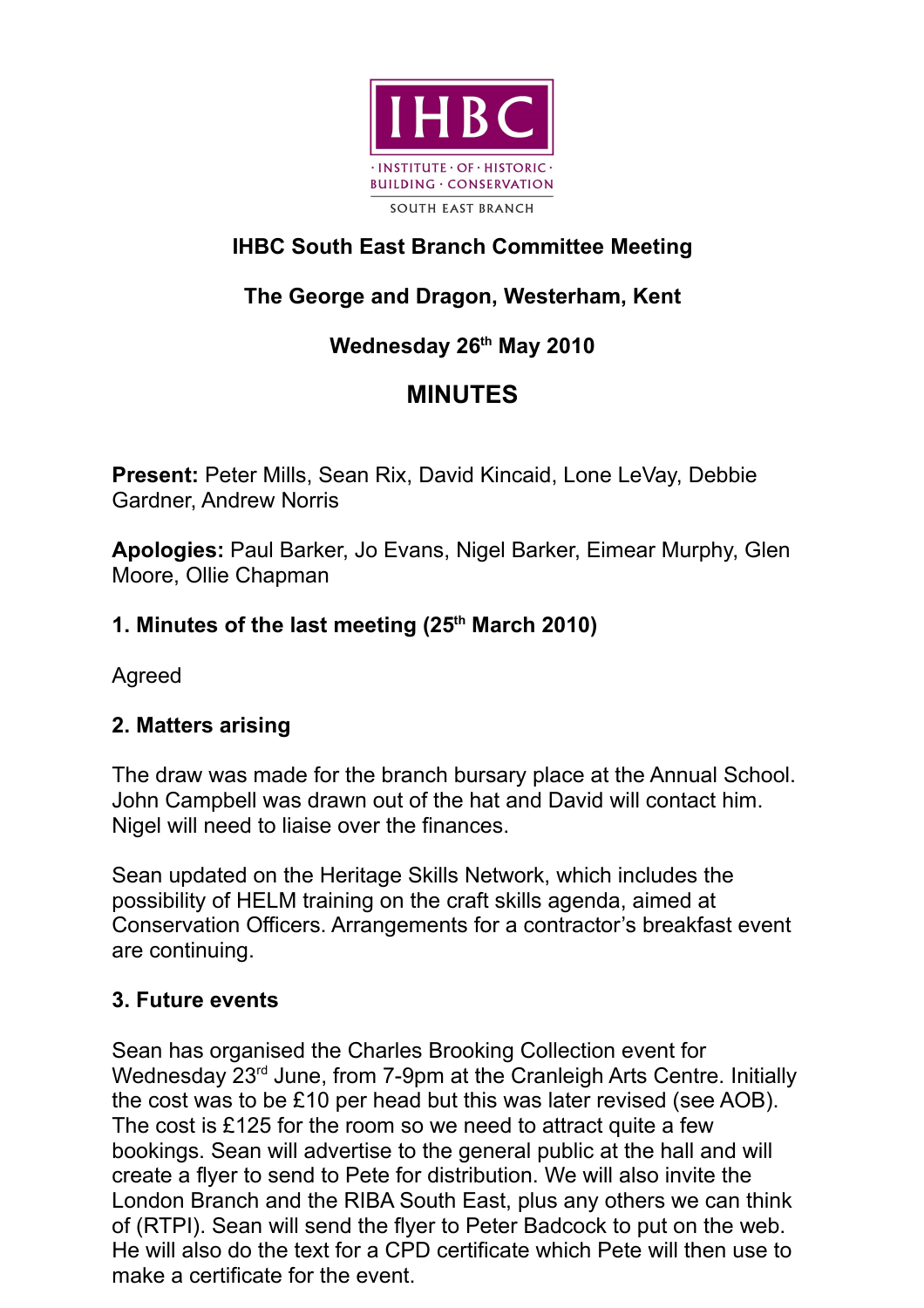IHBC

· INSTITUTE · OF · HISTORIC ·
BUILDING · CONSERVATION

SOUTH EAST BRANCH

**IHBC South East Branch Committee Meeting**

**The George and Dragon, Westerham, Kent**

**Wednesday 26th May 2010**

# MINUTES

**Present:** Peter Mills, Sean Rix, David Kincaid, Lone LeVay, Debbie Gardner, Andrew Norris

**Apologies:** Paul Barker, Jo Evans, Nigel Barker, Eimear Murphy, Glen Moore, Ollie Chapman

### 1. Minutes of the last meeting (25th March 2010)

Agreed

### 2. Matters arising

The draw was made for the branch bursary place at the Annual School. John Campbell was drawn out of the hat and David will contact him. Nigel will need to liaise over the finances.

Sean updated on the Heritage Skills Network, which includes the possibility of HELM training on the craft skills agenda, aimed at Conservation Officers. Arrangements for a contractor's breakfast event are continuing.

### 3. Future events

Sean has organised the Charles Brooking Collection event for Wednesday 23rd June, from 7-9pm at the Cranleigh Arts Centre. Initially the cost was to be £10 per head but this was later revised (see AOB). The cost is £125 for the room so we need to attract quite a few bookings. Sean will advertise to the general public at the hall and will create a flyer to send to Pete for distribution. We will also invite the London Branch and the RIBA South East, plus any others we can think of (RTPI). Sean will send the flyer to Peter Badcock to put on the web. He will also do the text for a CPD certificate which Pete will then use to make a certificate for the event.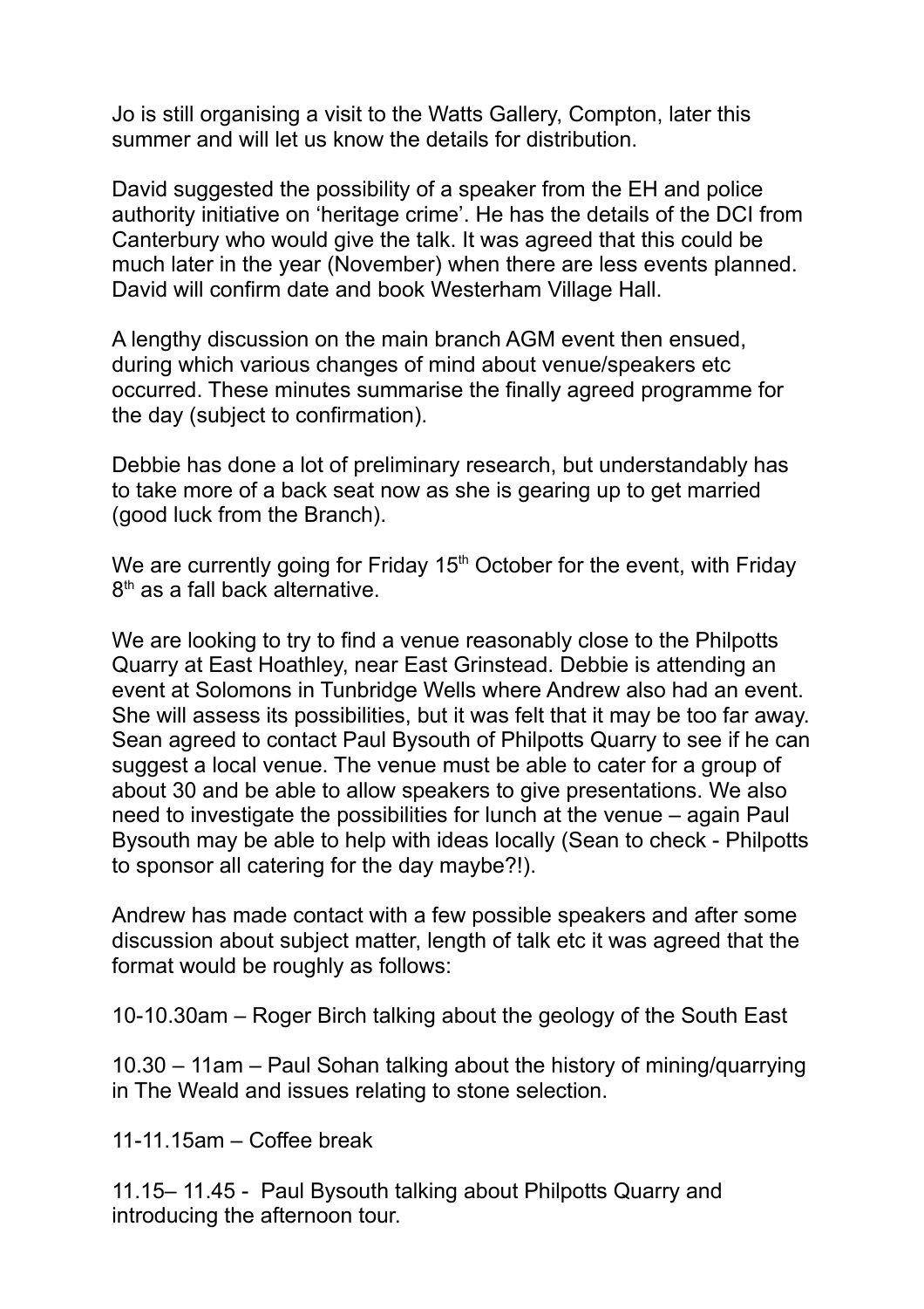Jo is still organising a visit to the Watts Gallery, Compton, later this summer and will let us know the details for distribution.

David suggested the possibility of a speaker from the EH and police authority initiative on 'heritage crime'. He has the details of the DCI from Canterbury who would give the talk. It was agreed that this could be much later in the year (November) when there are less events planned. David will confirm date and book Westerham Village Hall.

A lengthy discussion on the main branch AGM event then ensued, during which various changes of mind about venue/speakers etc occurred. These minutes summarise the finally agreed programme for the day (subject to confirmation).

Debbie has done a lot of preliminary research, but understandably has to take more of a back seat now as she is gearing up to get married (good luck from the Branch).

We are currently going for Friday 15th October for the event, with Friday 8th as a fall back alternative.

We are looking to try to find a venue reasonably close to the Philpotts Quarry at East Hoathley, near East Grinstead. Debbie is attending an event at Solomons in Tunbridge Wells where Andrew also had an event. She will assess its possibilities, but it was felt that it may be too far away. Sean agreed to contact Paul Bysouth of Philpotts Quarry to see if he can suggest a local venue. The venue must be able to cater for a group of about 30 and be able to allow speakers to give presentations. We also need to investigate the possibilities for lunch at the venue – again Paul Bysouth may be able to help with ideas locally (Sean to check - Philpotts to sponsor all catering for the day maybe?!).

Andrew has made contact with a few possible speakers and after some discussion about subject matter, length of talk etc it was agreed that the format would be roughly as follows:

10-10.30am – Roger Birch talking about the geology of the South East

10.30 – 11am – Paul Sohan talking about the history of mining/quarrying in The Weald and issues relating to stone selection.

11-11.15am – Coffee break

11.15– 11.45 - Paul Bysouth talking about Philpotts Quarry and introducing the afternoon tour.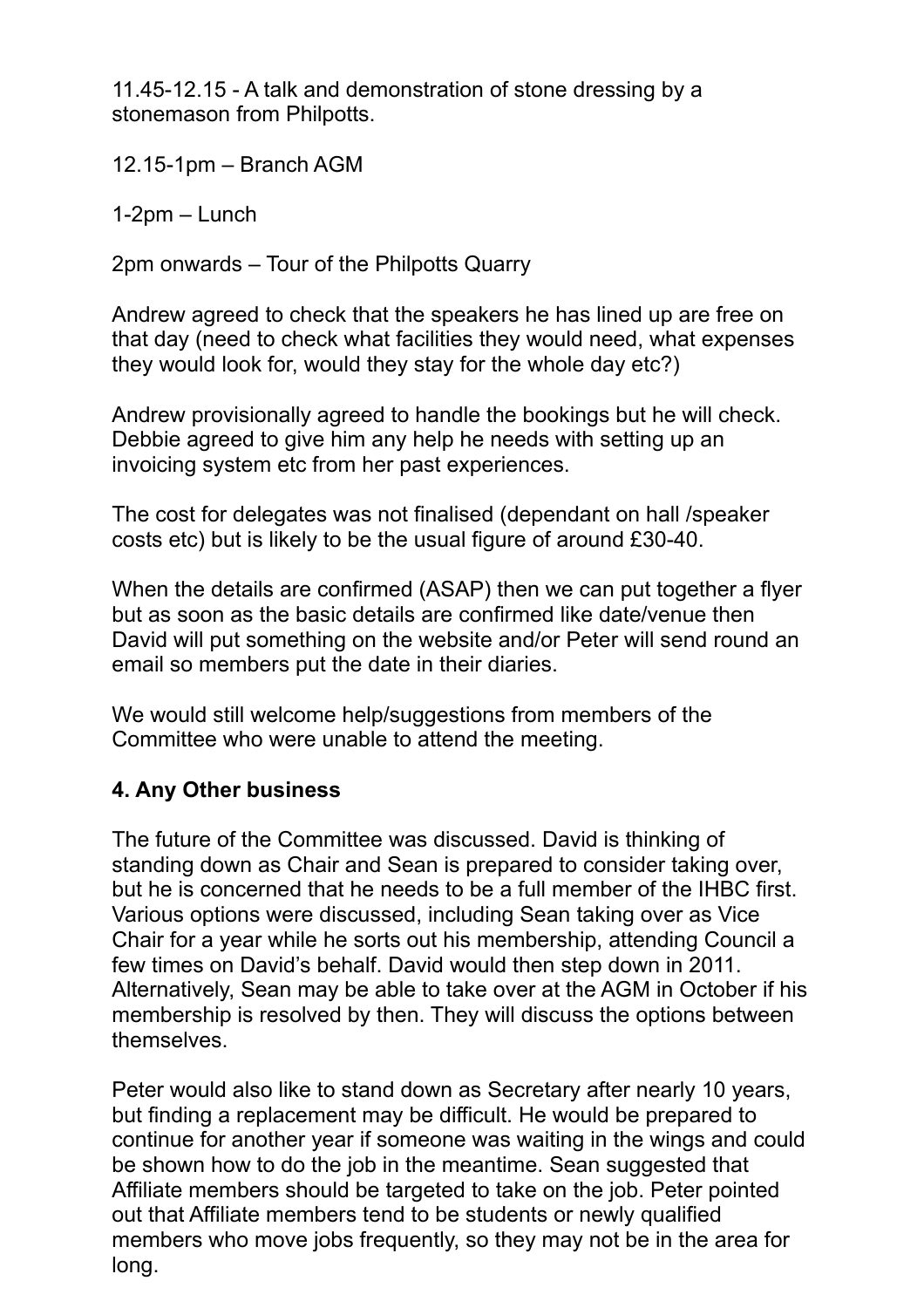11.45-12.15 - A talk and demonstration of stone dressing by a stonemason from Philpotts.

12.15-1pm – Branch AGM

1-2pm – Lunch

2pm onwards – Tour of the Philpotts Quarry

Andrew agreed to check that the speakers he has lined up are free on that day (need to check what facilities they would need, what expenses they would look for, would they stay for the whole day etc?)

Andrew provisionally agreed to handle the bookings but he will check. Debbie agreed to give him any help he needs with setting up an invoicing system etc from her past experiences.

The cost for delegates was not finalised (dependant on hall /speaker costs etc) but is likely to be the usual figure of around £30-40.

When the details are confirmed (ASAP) then we can put together a flyer but as soon as the basic details are confirmed like date/venue then David will put something on the website and/or Peter will send round an email so members put the date in their diaries.

We would still welcome help/suggestions from members of the Committee who were unable to attend the meeting.

**4. Any Other business**

The future of the Committee was discussed. David is thinking of standing down as Chair and Sean is prepared to consider taking over, but he is concerned that he needs to be a full member of the IHBC first. Various options were discussed, including Sean taking over as Vice Chair for a year while he sorts out his membership, attending Council a few times on David's behalf. David would then step down in 2011. Alternatively, Sean may be able to take over at the AGM in October if his membership is resolved by then. They will discuss the options between themselves.

Peter would also like to stand down as Secretary after nearly 10 years, but finding a replacement may be difficult. He would be prepared to continue for another year if someone was waiting in the wings and could be shown how to do the job in the meantime. Sean suggested that Affiliate members should be targeted to take on the job. Peter pointed out that Affiliate members tend to be students or newly qualified members who move jobs frequently, so they may not be in the area for long.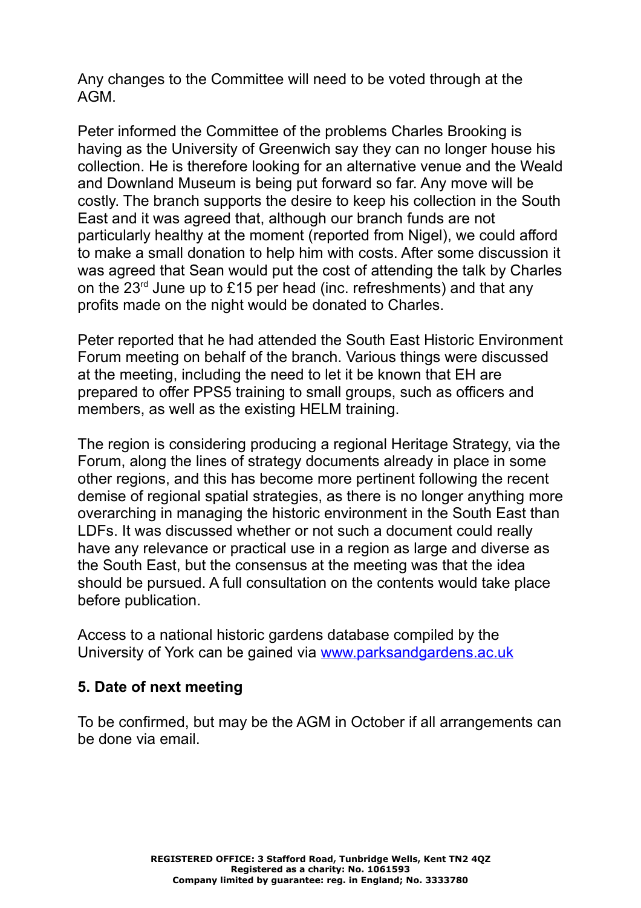Any changes to the Committee will need to be voted through at the AGM.

Peter informed the Committee of the problems Charles Brooking is having as the University of Greenwich say they can no longer house his collection. He is therefore looking for an alternative venue and the Weald and Downland Museum is being put forward so far. Any move will be costly. The branch supports the desire to keep his collection in the South East and it was agreed that, although our branch funds are not particularly healthy at the moment (reported from Nigel), we could afford to make a small donation to help him with costs. After some discussion it was agreed that Sean would put the cost of attending the talk by Charles on the 23rd June up to £15 per head (inc. refreshments) and that any profits made on the night would be donated to Charles.

Peter reported that he had attended the South East Historic Environment Forum meeting on behalf of the branch. Various things were discussed at the meeting, including the need to let it be known that EH are prepared to offer PPS5 training to small groups, such as officers and members, as well as the existing HELM training.

The region is considering producing a regional Heritage Strategy, via the Forum, along the lines of strategy documents already in place in some other regions, and this has become more pertinent following the recent demise of regional spatial strategies, as there is no longer anything more overarching in managing the historic environment in the South East than LDFs. It was discussed whether or not such a document could really have any relevance or practical use in a region as large and diverse as the South East, but the consensus at the meeting was that the idea should be pursued. A full consultation on the contents would take place before publication.

Access to a national historic gardens database compiled by the University of York can be gained via [www.parksandgardens.ac.uk](http://www.parksandgardens.ac.uk)

## 5. Date of next meeting

To be confirmed, but may be the AGM in October if all arrangements can be done via email.

**REGISTERED OFFICE: 3 Stafford Road, Tunbridge Wells, Kent TN2 4QZ**
**Registered as a charity: No. 1061593**
**Company limited by guarantee: reg. in England; No. 3333780**